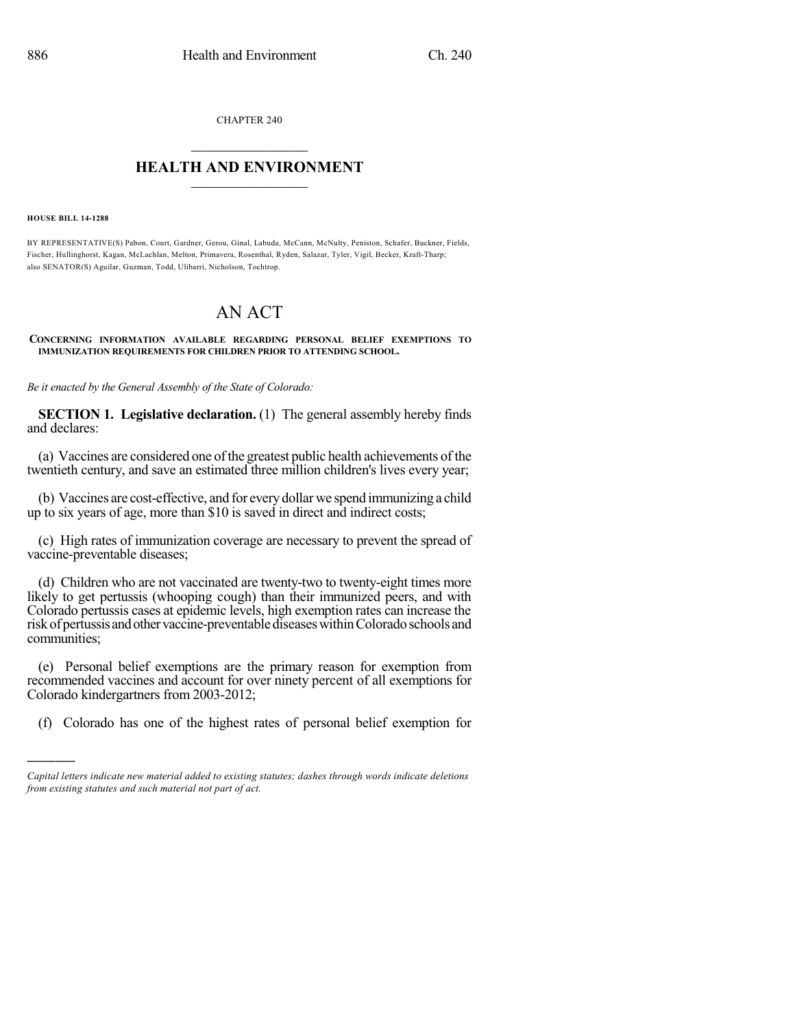CHAPTER 240

# HEALTH AND ENVIRONMENT

**HOUSE BILL 14-1288**

BY REPRESENTATIVE(S) Pabon, Court, Gardner, Gerou, Ginal, Labuda, McCann, McNulty, Peniston, Schafer, Buckner, Fields, Fischer, Hullinghorst, Kagan, McLachlan, Melton, Primavera, Rosenthal, Ryden, Salazar, Tyler, Vigil, Becker, Kraft-Tharp; also SENATOR(S) Aguilar, Guzman, Todd, Ulibarri, Nicholson, Tochtrop.

# AN ACT

**CONCERNING INFORMATION AVAILABLE REGARDING PERSONAL BELIEF EXEMPTIONS TO IMMUNIZATION REQUIREMENTS FOR CHILDREN PRIOR TO ATTENDING SCHOOL.**

*Be it enacted by the General Assembly of the State of Colorado:*

**SECTION 1. Legislative declaration.** (1) The general assembly hereby finds and declares:

(a) Vaccines are considered one of the greatest public health achievements of the twentieth century, and save an estimated three million children's lives every year;

(b) Vaccines are cost-effective, and for every dollar we spend immunizing a child up to six years of age, more than $10 is saved in direct and indirect costs;

(c) High rates of immunization coverage are necessary to prevent the spread of vaccine-preventable diseases;

(d) Children who are not vaccinated are twenty-two to twenty-eight times more likely to get pertussis (whooping cough) than their immunized peers, and with Colorado pertussis cases at epidemic levels, high exemption rates can increase the risk of pertussis and other vaccine-preventable diseases within Colorado schools and communities;

(e) Personal belief exemptions are the primary reason for exemption from recommended vaccines and account for over ninety percent of all exemptions for Colorado kindergartners from 2003-2012;

(f) Colorado has one of the highest rates of personal belief exemption for

*Capital letters indicate new material added to existing statutes; dashes through words indicate deletions from existing statutes and such material not part of act.*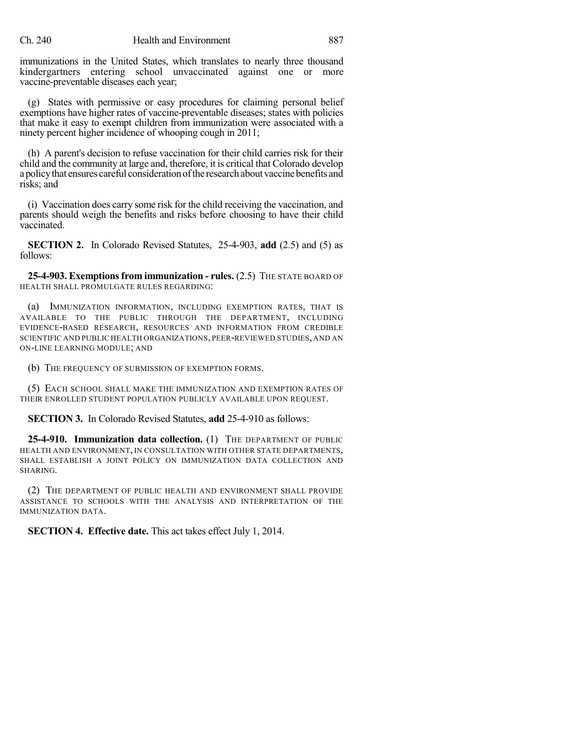immunizations in the United States, which translates to nearly three thousand kindergartners entering school unvaccinated against one or more vaccine-preventable diseases each year;

(g) States with permissive or easy procedures for claiming personal belief exemptions have higher rates of vaccine-preventable diseases; states with policies that make it easy to exempt children from immunization were associated with a ninety percent higher incidence of whooping cough in 2011;

(h) A parent's decision to refuse vaccination for their child carries risk for their child and the community at large and, therefore, it is critical that Colorado develop a policy that ensures careful consideration of the research about vaccine benefits and risks; and

(i) Vaccination does carry some risk for the child receiving the vaccination, and parents should weigh the benefits and risks before choosing to have their child vaccinated.

**SECTION 2.** In Colorado Revised Statutes, 25-4-903, **add** (2.5) and (5) as follows:

**25-4-903. Exemptions from immunization - rules.** (2.5) THE STATE BOARD OF HEALTH SHALL PROMULGATE RULES REGARDING:

(a) IMMUNIZATION INFORMATION, INCLUDING EXEMPTION RATES, THAT IS AVAILABLE TO THE PUBLIC THROUGH THE DEPARTMENT, INCLUDING EVIDENCE-BASED RESEARCH, RESOURCES AND INFORMATION FROM CREDIBLE SCIENTIFIC AND PUBLIC HEALTH ORGANIZATIONS, PEER-REVIEWED STUDIES, AND AN ON-LINE LEARNING MODULE; AND

(b) THE FREQUENCY OF SUBMISSION OF EXEMPTION FORMS.

(5) EACH SCHOOL SHALL MAKE THE IMMUNIZATION AND EXEMPTION RATES OF THEIR ENROLLED STUDENT POPULATION PUBLICLY AVAILABLE UPON REQUEST.

**SECTION 3.** In Colorado Revised Statutes, **add** 25-4-910 as follows:

**25-4-910. Immunization data collection.** (1) THE DEPARTMENT OF PUBLIC HEALTH AND ENVIRONMENT, IN CONSULTATION WITH OTHER STATE DEPARTMENTS, SHALL ESTABLISH A JOINT POLICY ON IMMUNIZATION DATA COLLECTION AND SHARING.

(2) THE DEPARTMENT OF PUBLIC HEALTH AND ENVIRONMENT SHALL PROVIDE ASSISTANCE TO SCHOOLS WITH THE ANALYSIS AND INTERPRETATION OF THE IMMUNIZATION DATA.

**SECTION 4. Effective date.** This act takes effect July 1, 2014.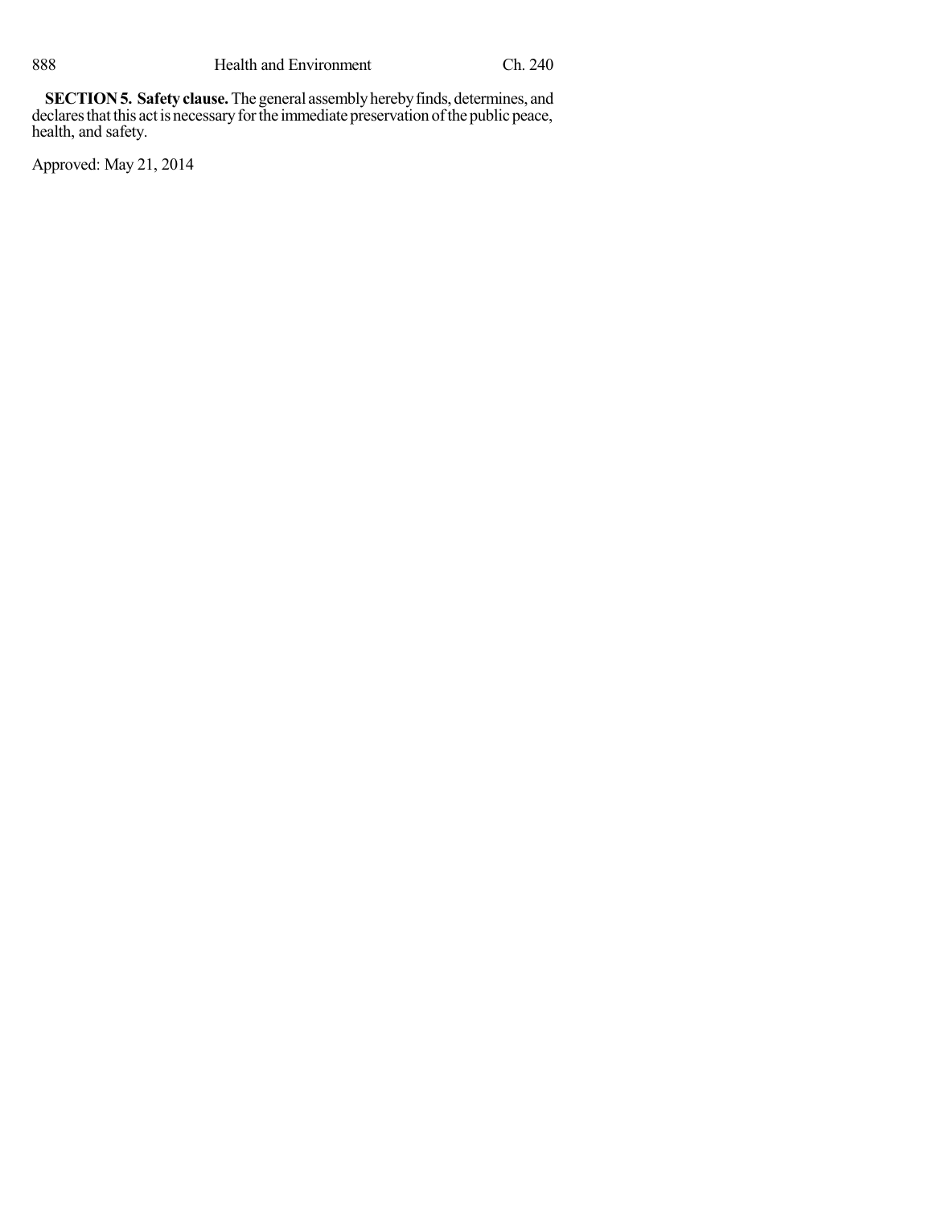**SECTION 5. Safety clause.** The general assembly hereby finds, determines, and declares that this act is necessary for the immediate preservation of the public peace, health, and safety.

Approved: May 21, 2014